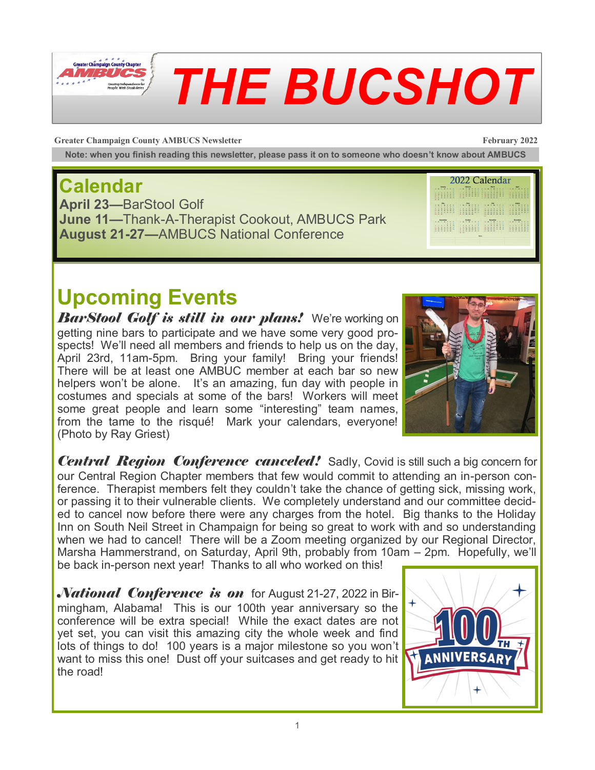# THE BUCSHOT

Greater Champaign County AMBUCS Newsletter — February 2022

**Note: when you finish reading this newsletter, please pass it on to someone who doesn't know about AMBUCS**

## Calendar

**April 23**—BarStool Golf
**June 11**—Thank-A-Therapist Cookout, AMBUCS Park
**August 21-27**—AMBUCS National Conference

## Upcoming Events

***BarStool Golf is still in our plans!*** We're working on getting nine bars to participate and we have some very good prospects! We'll need all members and friends to help us on the day, April 23rd, 11am-5pm. Bring your family! Bring your friends! There will be at least one AMBUC member at each bar so new helpers won't be alone. It's an amazing, fun day with people in costumes and specials at some of the bars! Workers will meet some great people and learn some "interesting" team names, from the tame to the risqué! Mark your calendars, everyone! (Photo by Ray Griest)

***Central Region Conference canceled!*** Sadly, Covid is still such a big concern for our Central Region Chapter members that few would commit to attending an in-person conference. Therapist members felt they couldn't take the chance of getting sick, missing work, or passing it to their vulnerable clients. We completely understand and our committee decided to cancel now before there were any charges from the hotel. Big thanks to the Holiday Inn on South Neil Street in Champaign for being so great to work with and so understanding when we had to cancel! There will be a Zoom meeting organized by our Regional Director, Marsha Hammerstrand, on Saturday, April 9th, probably from 10am – 2pm. Hopefully, we'll be back in-person next year! Thanks to all who worked on this!

***National Conference is on*** for August 21-27, 2022 in Birmingham, Alabama! This is our 100th year anniversary so the conference will be extra special! While the exact dates are not yet set, you can visit this amazing city the whole week and find lots of things to do! 100 years is a major milestone so you won't want to miss this one! Dust off your suitcases and get ready to hit the road!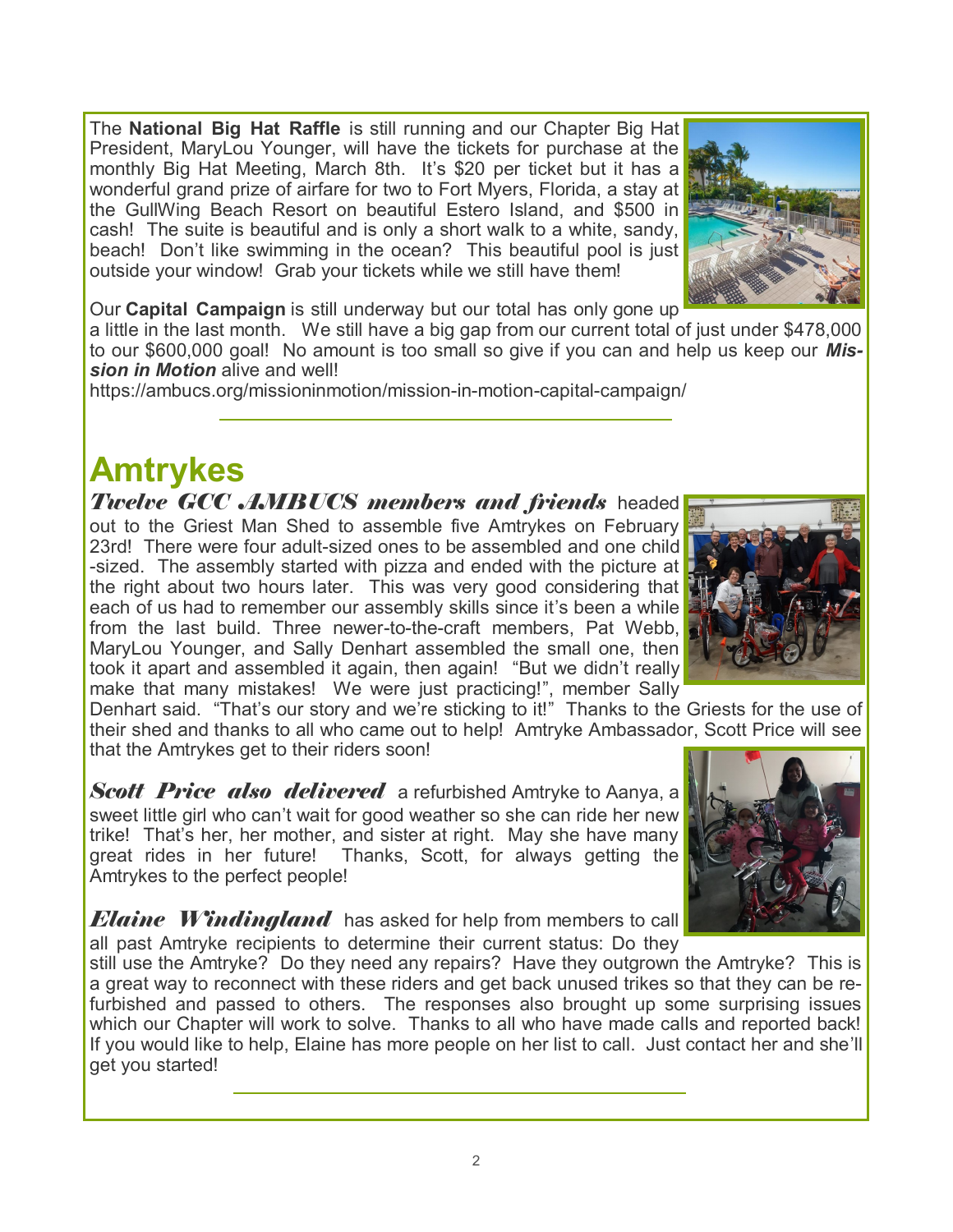The **National Big Hat Raffle** is still running and our Chapter Big Hat President, MaryLou Younger, will have the tickets for purchase at the monthly Big Hat Meeting, March 8th. It's $20 per ticket but it has a wonderful grand prize of airfare for two to Fort Myers, Florida, a stay at the GullWing Beach Resort on beautiful Estero Island, and $500 in cash! The suite is beautiful and is only a short walk to a white, sandy, beach! Don't like swimming in the ocean? This beautiful pool is just outside your window! Grab your tickets while we still have them!

Our **Capital Campaign** is still underway but our total has only gone up a little in the last month. We still have a big gap from our current total of just under $478,000 to our $600,000 goal! No amount is too small so give if you can and help us keep our ***Mission in Motion*** alive and well!
https://ambucs.org/missioninmotion/mission-in-motion-capital-campaign/

# Amtrykes

***Twelve GCC AMBUCS members and friends*** headed out to the Griest Man Shed to assemble five Amtrykes on February 23rd! There were four adult-sized ones to be assembled and one child-sized. The assembly started with pizza and ended with the picture at the right about two hours later. This was very good considering that each of us had to remember our assembly skills since it's been a while from the last build. Three newer-to-the-craft members, Pat Webb, MaryLou Younger, and Sally Denhart assembled the small one, then took it apart and assembled it again, then again! "But we didn't really make that many mistakes! We were just practicing!", member Sally Denhart said. "That's our story and we're sticking to it!" Thanks to the Griests for the use of their shed and thanks to all who came out to help! Amtryke Ambassador, Scott Price will see that the Amtrykes get to their riders soon!

***Scott Price also delivered*** a refurbished Amtryke to Aanya, a sweet little girl who can't wait for good weather so she can ride her new trike! That's her, her mother, and sister at right. May she have many great rides in her future! Thanks, Scott, for always getting the Amtrykes to the perfect people!

***Elaine Windingland*** has asked for help from members to call all past Amtryke recipients to determine their current status: Do they still use the Amtryke? Do they need any repairs? Have they outgrown the Amtryke? This is a great way to reconnect with these riders and get back unused trikes so that they can be refurbished and passed to others. The responses also brought up some surprising issues which our Chapter will work to solve. Thanks to all who have made calls and reported back! If you would like to help, Elaine has more people on her list to call. Just contact her and she'll get you started!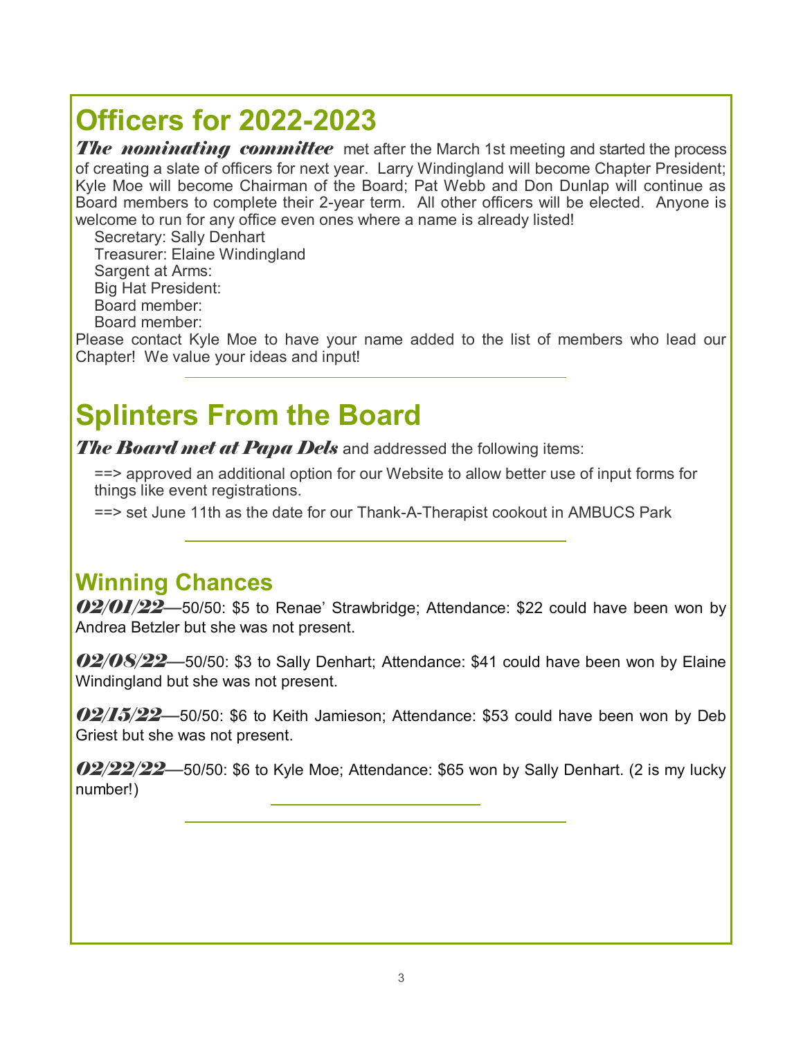# Officers for 2022-2023

***The nominating committee*** met after the March 1st meeting and started the process of creating a slate of officers for next year. Larry Windingland will become Chapter President; Kyle Moe will become Chairman of the Board; Pat Webb and Don Dunlap will continue as Board members to complete their 2-year term. All other officers will be elected. Anyone is welcome to run for any office even ones where a name is already listed!

Secretary: Sally Denhart
Treasurer: Elaine Windingland
Sargent at Arms:
Big Hat President:
Board member:
Board member:

Please contact Kyle Moe to have your name added to the list of members who lead our Chapter! We value your ideas and input!

---

# Splinters From the Board

***The Board met at Papa Dels*** and addressed the following items:

==> approved an additional option for our Website to allow better use of input forms for things like event registrations.

==> set June 11th as the date for our Thank-A-Therapist cookout in AMBUCS Park

---

## Winning Chances

***02/01/22***—50/50: $5 to Renae' Strawbridge; Attendance: $22 could have been won by Andrea Betzler but she was not present.

***02/08/22***—50/50: $3 to Sally Denhart; Attendance: $41 could have been won by Elaine Windingland but she was not present.

***02/15/22***—50/50: $6 to Keith Jamieson; Attendance: $53 could have been won by Deb Griest but she was not present.

***02/22/22***—50/50: $6 to Kyle Moe; Attendance: $65 won by Sally Denhart. (2 is my lucky number!)